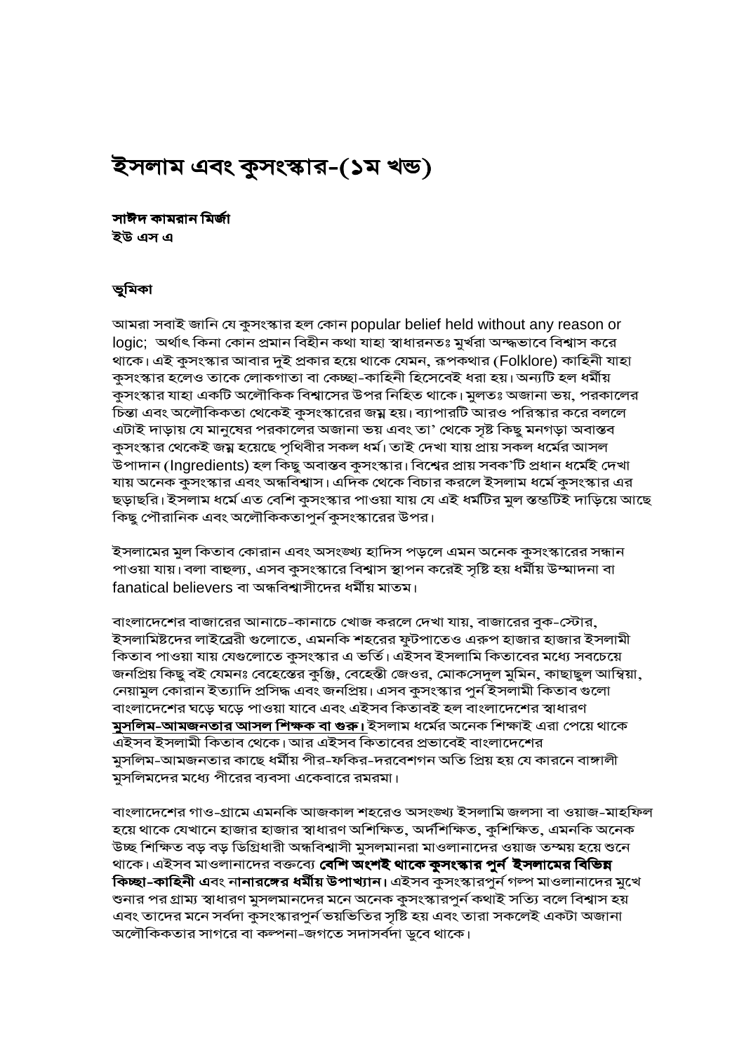# ইসলাম এবং কুসংস্কার-(১ম খন্ড)

**সাঈদ কামরান মির্জা**
**ইউ এস এ**

**ভুমিকা**

আমরা সবাই জানি যে কুসংস্কার হল কোন popular belief held without any reason or logic; অর্থাৎ কিনা কোন প্রমান বিহীন কথা যাহা স্বাধারনতঃ মুর্খরা অন্ধভাবে বিশ্বাস করে থাকে। এই কুসংস্কার আবার দুই প্রকার হয়ে থাকে যেমন, রূপকথার (Folklore) কাহিনী যাহা কুসংস্কার হলেও তাকে লোকগাতা বা কেচ্ছা-কাহিনী হিসেবেই ধরা হয়। অন্যটি হল ধর্মীয় কুসংস্কার যাহা একটি অলৌকিক বিশ্বাসের উপর নিহিত থাকে। মুলতঃ অজানা ভয়, পরকালের চিন্তা এবং অলৌকিকতা থেকেই কুসংস্কারের জন্ম হয়। ব্যাপারটি আরও পরিস্কার করে বললে এটাই দাড়ায় যে মানুষের পরকালের অজানা ভয় এবং তা' থেকে সৃষ্ট কিছু মনগড়া অবাস্তব কুসংস্কার থেকেই জন্ম হয়েছে পৃথিবীর সকল ধর্ম। তাই দেখা যায় প্রায় সকল ধর্মের আসল উপাদান (Ingredients) হল কিছু অবাস্তব কুসংস্কার। বিশ্বের প্রায় সবক'টি প্রধান ধর্মেই দেখা যায় অনেক কুসংস্কার এবং অন্ধবিশ্বাস। এদিক থেকে বিচার করলে ইসলাম ধর্মে কুসংস্কার এর ছড়াছরি। ইসলাম ধর্মে এত বেশি কুসংস্কার পাওয়া যায় যে এই ধর্মটির মুল স্তম্ভটিই দাড়িয়ে আছে কিছু পৌরানিক এবং অলৌকিকতাপুর্ন কুসংস্কারের উপর।

ইসলামের মুল কিতাব কোরান এবং অসংজ্ঝ্য হাদিস পড়লে এমন অনেক কুসংস্কারের সন্ধান পাওয়া যায়। বলা বাহুল্য, এসব কুসংস্কারে বিশ্বাস স্থাপন করেই সৃষ্টি হয় ধর্মীয় উম্মাদনা বা fanatical believers বা অন্ধবিশ্বাসীদের ধর্মীয় মাতম।

বাংলাদেশের বাজারের আনাচে-কানাচে খোজ করলে দেখা যায়, বাজারের বুক-স্টোর, ইসলামিষ্টদের লাইব্রেরী গুলোতে, এমনকি শহরের ফুটপাতেও এরুপ হাজার হাজার ইসলামী কিতাব পাওয়া যায় যেগুলোতে কুসংস্কার এ ভর্তি। এইসব ইসলামি কিতাবের মধ্যে সবচেয়ে জনপ্রিয় কিছু বই যেমনঃ বেহেস্তের কুঞ্জি, বেহেস্তী জেওর, মোকসেদুল মুমিন, কাছাছুল আম্বিয়া, নেয়ামুল কোরান ইত্যাদি প্রসিদ্ধ এবং জনপ্রিয়। এসব কুসংস্কার পুর্ন ইসলামী কিতাব গুলো বাংলাদেশের ঘড়ে ঘড়ে পাওয়া যাবে এবং এইসব কিতাবই হল বাংলাদেশের স্বাধারণ **মুসলিম-আমজনতার আসল শিক্ষক বা গুরু।** ইসলাম ধর্মের অনেক শিক্ষাই এরা পেয়ে থাকে এইসব ইসলামী কিতাব থেকে। আর এইসব কিতাবের প্রভাবেই বাংলাদেশের মুসলিম-আমজনতার কাছে ধর্মীয় পীর-ফকির-দরবেশগন অতি প্রিয় হয় যে কারনে বাঙ্গালী মুসলিমদের মধ্যে পীরের ব্যবসা একেবারে রমরমা।

বাংলাদেশের গাও-গ্রামে এমনকি আজকাল শহরেও অসংজ্ঝ্য ইসলামি জলসা বা ওয়াজ-মাহফিল হয়ে থাকে যেখানে হাজার হাজার স্বাধারণ অশিক্ষিত, অর্দশিক্ষিত, কুশিক্ষিত, এমনকি অনেক উচ্ছ শিক্ষিত বড় বড় ডিগ্রিধারী অন্ধবিশ্বাসী মুসলমানরা মাওলানাদের ওয়াজ তন্ময় হয়ে শুনে থাকে। এইসব মাওলানাদের বক্তব্যে **বেশি অংশই থাকে কুসংস্কার পুর্ন ইসলামের বিভিন্ন কিচ্ছা-কাহিনী** এবং **নানারঙ্গের ধর্মীয় উপাখ্যান।** এইসব কুসংস্কারপুর্ন গল্প মাওলানাদের মুখে শুনার পর গ্রাম্য স্বাধারণ মুসলমানদের মনে অনেক কুসংস্কারপুর্ন কথাই সত্যি বলে বিশ্বাস হয় এবং তাদের মনে সর্বদা কুসংস্কারপুর্ন ভয়ভিতির সৃষ্টি হয় এবং তারা সকলেই একটা অজানা অলৌকিকতার সাগরে বা কল্পনা-জগতে সদাসর্বদা ডুবে থাকে।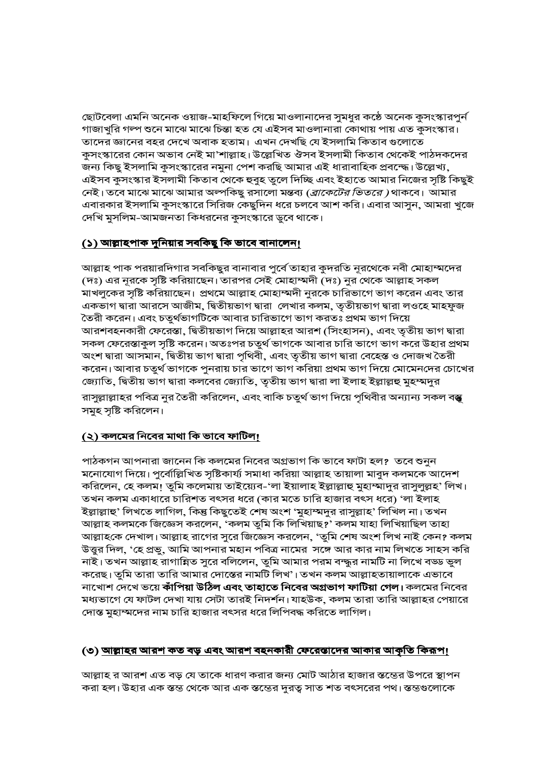ছোটবেলা এমনি অনেক ওয়াজ-মাহফিলে গিয়ে মাওলানাদের সুমধুর কণ্ঠে অনেক কুসংস্কারপুর্ন গাজাখুরি গল্প শুনে মাঝে মাঝে চিন্তা হত যে এইসব মাওলানারা কোথায় পায় এত কুসংস্কার। তাদের জ্ঞানের বহর দেখে অবাক হতাম। এখন দেখছি যে ইসলামি কিতাব গুলোতে কুসংস্কারের কোন অভাব নেই মা'শাল্লাহ। উল্লেখিত ঔসব ইসলামী কিতাব থেকেই পাঠদকদের জন্য কিছু ইসলামি কুসংস্কারের নমুনা পেশ করছি আমার এই ধারাবাহিক প্রবন্ধে। উল্লেখ্য, এইসব কুসংস্কার ইসলামী কিতাব থেকে হুবুহ তুলে দিচ্ছি এবং ইহাতে আমার নিজের সৃষ্টি কিছুই নেই। তবে মাঝে মাঝে আমার অল্পকিছু রসালো মন্তব্য *(ব্রাকেটের ভিতরে )* থাকবে। আমার এবারকার ইসলামি কুসংস্কারে সিরিজ কেছুদিন ধরে চলবে আশ করি। এবার আসুন, আমরা খুজে দেখি মুসলিম-আমজনতা কিধরনের কুসংস্কারে ডুবে থাকে।

**(১) আল্লাহপাক দুনিয়ার সবকিছু কি ভাবে বানালেন!**

আল্লাহ পাক পরয়ারদিগার সবকিছুর বানাবার পুর্বে তাহার কুদরতি নূরথেকে নবী মোহাম্মদের (দঃ) এর নূরকে সৃষ্টি করিয়াছেন। তারপর সেই মোহাম্মদী (দঃ) নুর থেকে আল্লাহ সকল মাখলুকের সৃষ্টি করিয়াছেন। প্রথমে আল্লাহ মোহাম্মদী নুরকে চারিভাগে ভাগ করেন এবং তার একভাগ দ্বারা আরসে আজীম, দ্বিতীয়ভাগ দ্বারা লেখার কলম, তৃতীয়ভাগ দ্বারা লওহে মাহফুজ তৈরী করেন। এবং চতুর্থভাগটিকে আবার চারিভাগে ভাগ করতঃ প্রথম ভাগ দিয়ে আরশবহনকারী ফেরেস্তা, দ্বিতীয়ভাগ দিয়ে আল্লাহর আরশ (সিংহাসন), এবং তৃতীয় ভাগ দ্বারা সকল ফেরেস্তাকুল সৃষ্টি করেন। অতঃপর চতুর্থ ভাগকে আবার চারি ভাগে ভাগ করে উহার প্রথম অংশ দ্বারা আসমান, দ্বিতীয় ভাগ দ্বারা পৃথিবী, এবং তৃতীয় ভাগ দ্বারা বেহেস্ত ও দোজখ তৈরী করেন। আবার চতুর্থ ভাগকে পুনরায় চার ভাগে ভাগ করিয়া প্রথম ভাগ দিয়ে মোমেনদের চোখের জ্যোতি, দ্বিতীয় ভাগ দ্বারা কলবের জ্যোতি, তৃতীয় ভাগ দ্বারা লা ইলাহ ইল্লাল্লাহু মুহম্মদুর রাসুল্লাল্লাহর পবিত্র নুর তৈরী করিলেন, এবং বাকি চতুর্থ ভাগ দিয়ে পৃথিবীর অন্যান্য সকল বস্তু সমুহ সৃষ্টি করিলেন।

**(২) কলমের নিবের মাথা কি ভাবে ফাটিল!**

পাঠকগন আপনারা জানেন কি কলমের নিবের অগ্রভাগ কি ভাবে ফাটা হল? তবে শুনুন মনোযোগ দিয়ে। পুর্বোল্লিখিত সৃষ্টিকার্য্য সমাধা করিয়া আল্লাহ তায়ালা মাবুদ কলমকে আদেশ করিলেন, হে কলম! তুমি কলেমায় তাইয়্যেব-'লা ইয়ালাহ ইল্লাল্লাহু মুহাম্মাদুর রাসুলুল্লহ' লিখ। তখন কলম একাধারে চারিশত বৎসর ধরে (কার মতে চারি হাজার বৎস ধরে) 'লা ইলাহ ইল্লাল্লাহু' লিখতে লাগিল, কিন্তু কিছুতেই শেষ অংশ 'মুহাম্মদুর রাসুল্লাহ' লিখিল না। তখন আল্লাহ কলমকে জিজ্ঞেস করলেন, 'কলম তুমি কি লিখিয়াছ?' কলম যাহা লিখিয়াছিল তাহা আল্লাহকে দেখাল। আল্লাহ রাগের সুরে জিজ্ঞেস করলেন, 'তুমি শেষ অংশ লিখ নাই কেন? কলম উত্তুর দিল, 'হে প্রভু, আমি আপনার মহান পবিত্র নামের সঙ্গে আর কার নাম লিখতে সাহস করি নাই। তখন আল্লাহ রাগান্বিত সুরে বলিলেন, তুমি আমার পরম বন্ধুর নামটি না লিখে বড্ড ভুল করেছ। তুমি তারা তারি আমার দোস্তের নামটি লিখ'। তখন কলম আল্লাহতায়ালাকে এভাবে নাখোশ দেখে ভয়ে **কাঁপিয়া উঠিল এবং তাহাতে নিবের অগ্রভাগ ফাটিয়া গেল।** কলমের নিবের মধ্যভাগে যে ফাটল দেখা যায় সেটা তারই নিদর্শন। যাহউক, কলম তারা তারি আল্লাহর পেয়ারে দোস্ত মুহাম্মদের নাম চারি হাজার বৎসর ধরে লিপিবদ্ধ করিতে লাগিল।

**(৩) আল্লাহর আরশ কত বড় এবং আরশ বহনকারী ফেরেস্তাদের আকার আকৃতি কিরূপ!**

আল্লাহ র আরশ এত বড় যে তাকে ধারণ করার জন্য মোট আঠার হাজার স্তম্ভের উপরে স্থাপন করা হল। উহার এক স্তম্ভ থেকে আর এক স্তম্ভের দুরত্ব সাত শত বৎসরের পথ। স্তম্ভগুলোকে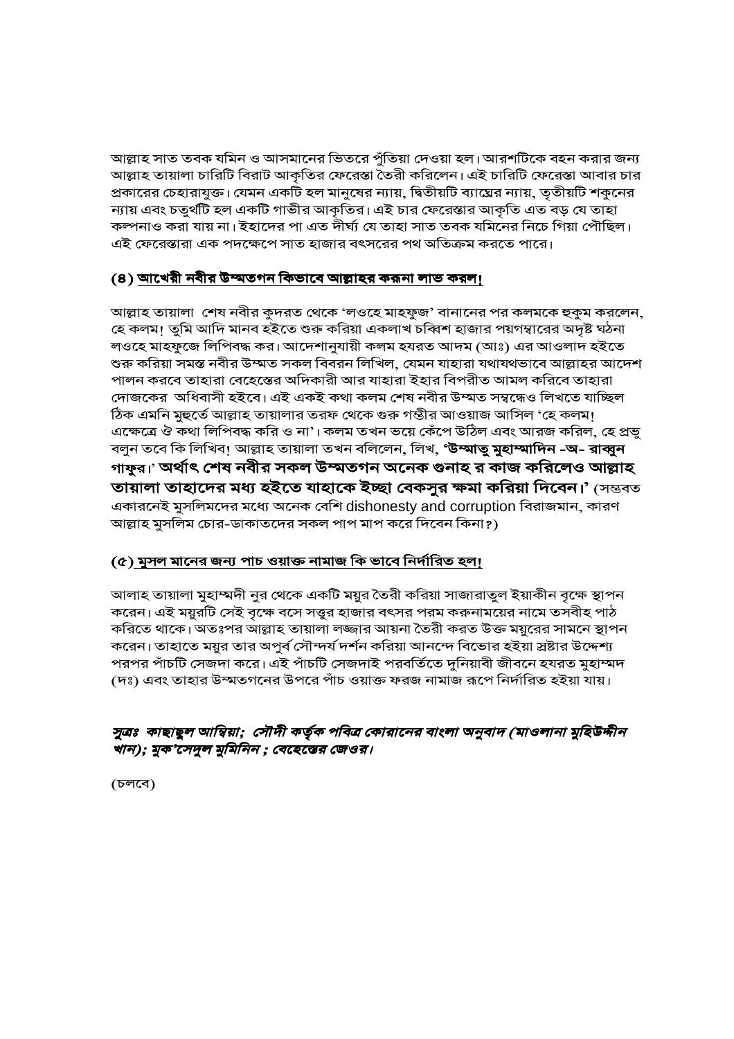আল্লাহ সাত তবক যমিন ও আসমানের ভিতরে পুঁতিয়া দেওয়া হল। আরশটিকে বহন করার জন্য আল্লাহ তায়ালা চারিটি বিরাট আকৃতির ফেরেস্তা তৈরী করিলেন। এই চারিটি ফেরেস্তা আবার চার প্রকারের চেহারাযুক্ত। যেমন একটি হল মানুষের ন্যায়, দ্বিতীয়টি ব্যাঘ্রের ন্যায়, তৃতীয়টি শকুনের ন্যায় এবং চতুর্থটি হল একটি গাভীর আকৃতির। এই চার ফেরেস্তার আকৃতি এত বড় যে তাহা কল্পনাও করা যায় না। ইহাদের পা এত দীর্ঘ্য যে তাহা সাত তবক যমিনের নিচে গিয়া পৌছিল। এই ফেরেস্তারা এক পদক্ষেপে সাত হাজার বৎসরের পথ অতিক্রম করতে পারে।

### (৪) আখেরী নবীর উম্মতগন কিভাবে আল্লাহর করুনা লাভ করল!

আল্লাহ তায়ালা শেষ নবীর কুদরত থেকে 'লওহে মাহফুজ' বানানের পর কলমকে হুকুম করলেন, হে কলম! তুমি আদি মানব হইতে শুরু করিয়া একলাখ চব্বিশ হাজার পয়গম্বারের অদৃষ্ট ঘঠনা লওহে মাহফুজে লিপিবদ্ধ কর। আদেশানুযায়ী কলম হযরত আদম (আঃ) এর আওলাদ হইতে শুরু করিয়া সমস্ত নবীর উম্মত সকল বিবরন লিখিল, যেমন যাহারা যথাযথভাবে আল্লাহর আদেশ পালন করবে তাহারা বেহেস্তের অদিকারী আর যাহারা ইহার বিপরীত আমল করিবে তাহারা দোজকের অধিবাসী হইবে। এই একই কথা কলম শেষ নবীর উম্মত সম্বন্ধেও লিখতে যাচ্ছিল ঠিক এমনি মুহুর্তে আল্লাহ তায়ালার তরফ থেকে গুরু গম্ভীর আওয়াজ আসিল 'হে কলম! এক্ষেত্রে ঔ কথা লিপিবদ্ধ করি ও না'। কলম তখন ভয়ে কেঁপে উঠিল এবং আরজ করিল, হে প্রভু বলুন তবে কি লিখিব! আল্লাহ তায়ালা তখন বলিলেন, লিখ, **'উম্মাতু মুহাম্মাদিন -অ- রাব্বুন গাফুর।' অর্থাৎ শেষ নবীর সকল উম্মতগন অনেক গুনাহ র কাজ করিলেও আল্লাহ তায়ালা তাহাদের মধ্য হইতে যাহাকে ইচ্ছা বেকসুর ক্ষমা করিয়া দিবেন।'** (সম্ভবত একারনেই মুসলিমদের মধ্যে অনেক বেশি dishonesty and corruption বিরাজমান, কারণ আল্লাহ মুসলিম চোর-ডাকাতদের সকল পাপ মাপ করে দিবেন কিনা?)

### (৫) মুসল মানের জন্য পাচ ওয়াক্ত নামাজ কি ভাবে নির্দারিত হল!

আলাহ তায়ালা মুহাম্মদী নুর থেকে একটি ময়ুর তৈরী করিয়া সাজারাতুল ইয়াকীন বৃক্ষে স্থাপন করেন। এই ময়ুরটি সেই বৃক্ষে বসে সত্তুর হাজার বৎসর পরম করুনাময়ের নামে তসবীহ পাঠ করিতে থাকে। অতঃপর আল্লাহ তায়ালা লজ্জার আয়না তৈরী করত উক্ত ময়ুরের সামনে স্থাপন করেন। তাহাতে ময়ুর তার অপুর্ব সৌন্দর্য দর্শন করিয়া আনন্দে বিভোর হইয়া স্রষ্টার উদ্দেশ্য পরপর পাঁচটি সেজদা করে। এই পাঁচটি সেজদাই পরবর্তিতে দুনিয়াবী জীবনে হযরত মুহাম্মদ (দঃ) এবং তাহার উম্মতগনের উপরে পাঁচ ওয়াক্ত ফরজ নামাজ রূপে নির্দারিত হইয়া যায়।

***সুত্রঃ কাছাছুল আম্বিয়া; সৌদী কর্তৃক পবিত্র কোরানের বাংলা অনুবাদ (মাওলানা মুহিউদ্দীন খান); মুক'সেদুল মুমিনিন ; বেহেস্তের জেওর।***

(চলবে)